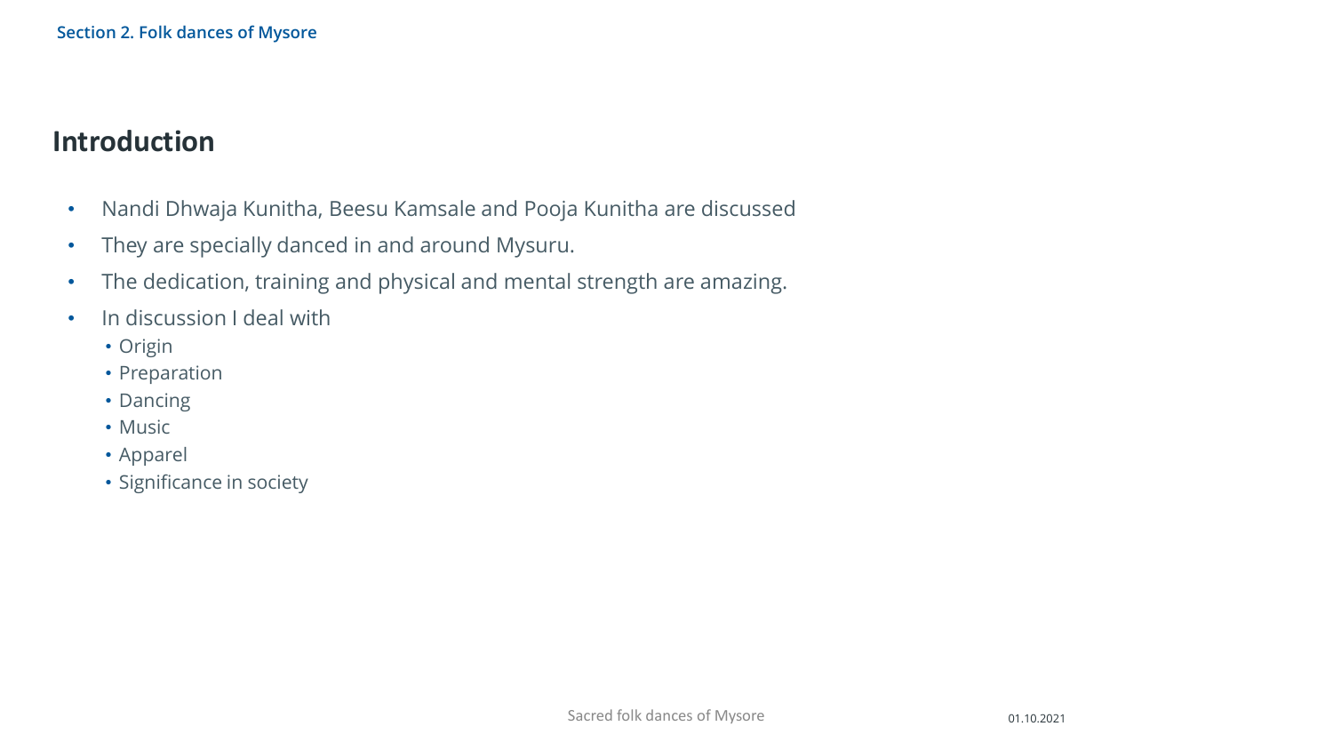## Introduction

- Nandi Dhwaja Kunitha, Beesu Kamsale and Pooja Kunitha are discussed
- They are specially danced in and around Mysuru.
- The dedication, training and physical and mental strength are amazing.
- In discussion I deal with
  - Origin
  - Preparation
  - Dancing
  - Music
  - Apparel
  - Significance in society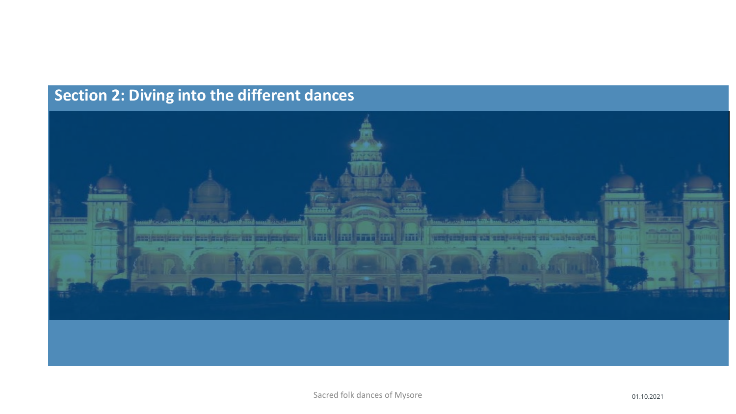## Section 2: Diving into the different dances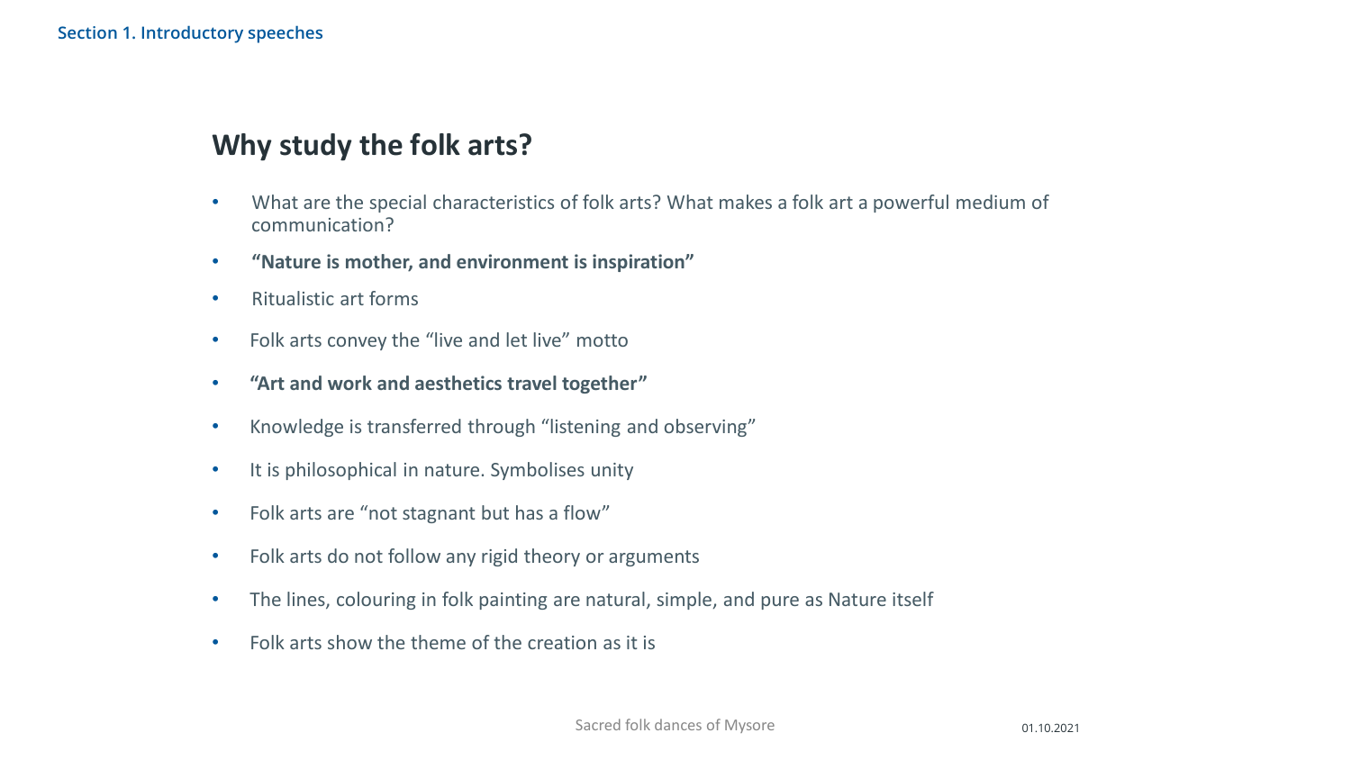## Why study the folk arts?

- What are the special characteristics of folk arts? What makes a folk art a powerful medium of communication?
- **“Nature is mother, and environment is inspiration”**
- Ritualistic art forms
- Folk arts convey the “live and let live” motto
- **“Art and work and aesthetics travel together”**
- Knowledge is transferred through “listening and observing”
- It is philosophical in nature. Symbolises unity
- Folk arts are “not stagnant but has a flow”
- Folk arts do not follow any rigid theory or arguments
- The lines, colouring in folk painting are natural, simple, and pure as Nature itself
- Folk arts show the theme of the creation as it is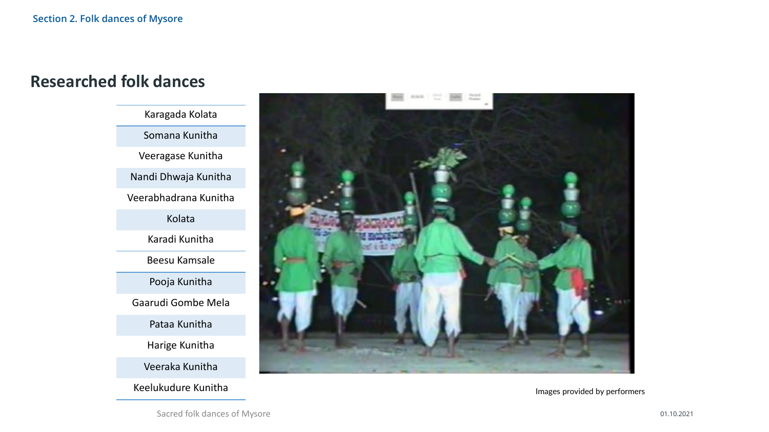## Researched folk dances

| Karagada Kolata |
|---|
| Somana Kunitha |
| Veeragase Kunitha |
| Nandi Dhwaja Kunitha |
| Veerabhadrana Kunitha |
| Kolata |
| Karadi Kunitha |
| Beesu Kamsale |
| Pooja Kunitha |
| Gaarudi Gombe Mela |
| Pataa Kunitha |
| Harige Kunitha |
| Veeraka Kunitha |
| Keelukudure Kunitha |

Images provided by performers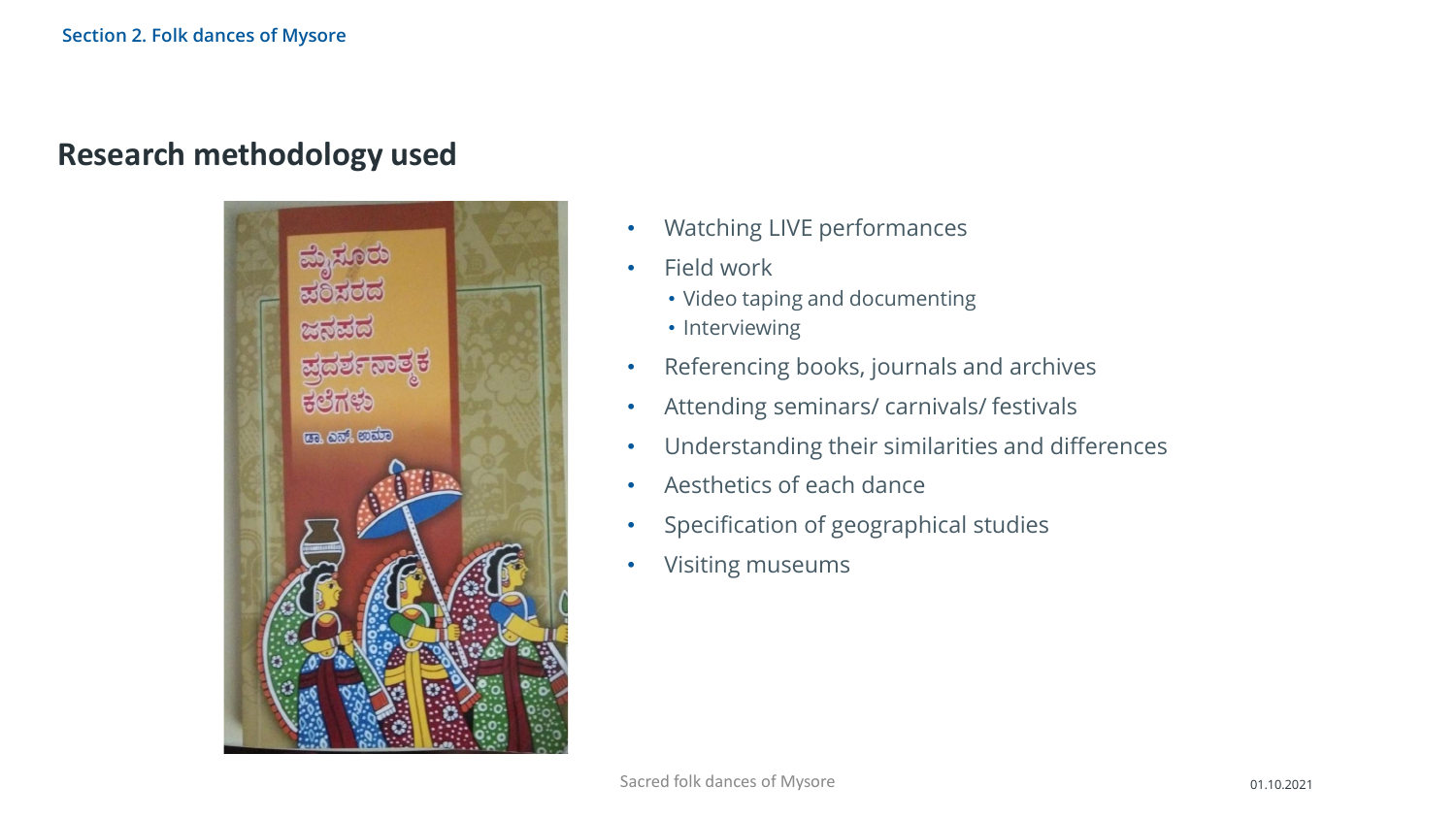## Research methodology used

- Watching LIVE performances
- Field work
  - Video taping and documenting
  - Interviewing
- Referencing books, journals and archives
- Attending seminars/ carnivals/ festivals
- Understanding their similarities and differences
- Aesthetics of each dance
- Specification of geographical studies
- Visiting museums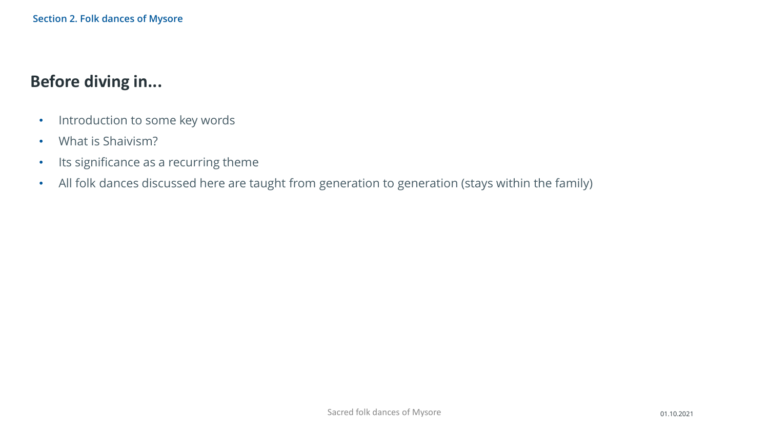## Before diving in...

- Introduction to some key words
- What is Shaivism?
- Its significance as a recurring theme
- All folk dances discussed here are taught from generation to generation (stays within the family)